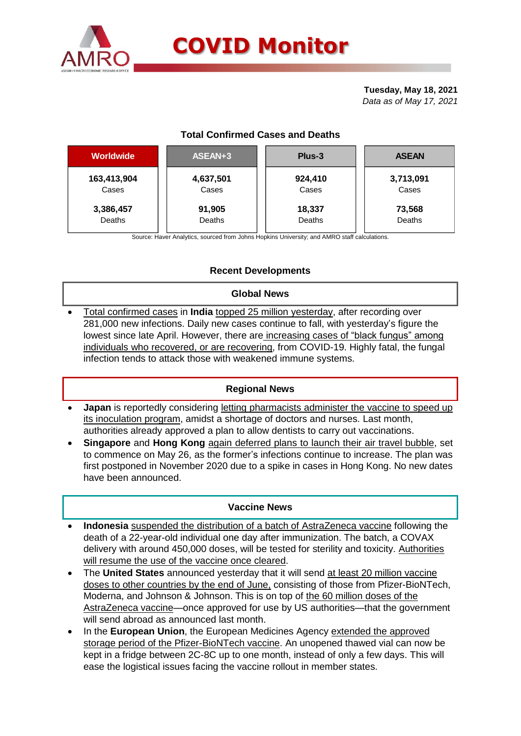# COVID Monitor

**Tuesday, May 18, 2021**
*Data as of May 17, 2021*

## Total Confirmed Cases and Deaths

| Worldwide | ASEAN+3 | Plus-3 | ASEAN |
|---|---|---|---|
| **163,413,904** Cases | **4,637,501** Cases | **924,410** Cases | **3,713,091** Cases |
| **3,386,457** Deaths | **91,905** Deaths | **18,337** Deaths | **73,568** Deaths |

Source: Haver Analytics, sourced from Johns Hopkins University; and AMRO staff calculations.

## Recent Developments

### Global News

- Total confirmed cases in **India** topped 25 million yesterday, after recording over 281,000 new infections. Daily new cases continue to fall, with yesterday's figure the lowest since late April. However, there are increasing cases of "black fungus" among individuals who recovered, or are recovering, from COVID-19. Highly fatal, the fungal infection tends to attack those with weakened immune systems.

### Regional News

- **Japan** is reportedly considering letting pharmacists administer the vaccine to speed up its inoculation program, amidst a shortage of doctors and nurses. Last month, authorities already approved a plan to allow dentists to carry out vaccinations.
- **Singapore** and **Hong Kong** again deferred plans to launch their air travel bubble, set to commence on May 26, as the former's infections continue to increase. The plan was first postponed in November 2020 due to a spike in cases in Hong Kong. No new dates have been announced.

### Vaccine News

- **Indonesia** suspended the distribution of a batch of AstraZeneca vaccine following the death of a 22-year-old individual one day after immunization. The batch, a COVAX delivery with around 450,000 doses, will be tested for sterility and toxicity. Authorities will resume the use of the vaccine once cleared.
- The **United States** announced yesterday that it will send at least 20 million vaccine doses to other countries by the end of June, consisting of those from Pfizer-BioNTech, Moderna, and Johnson & Johnson. This is on top of the 60 million doses of the AstraZeneca vaccine—once approved for use by US authorities—that the government will send abroad as announced last month.
- In the **European Union**, the European Medicines Agency extended the approved storage period of the Pfizer-BioNTech vaccine. An unopened thawed vial can now be kept in a fridge between 2C-8C up to one month, instead of only a few days. This will ease the logistical issues facing the vaccine rollout in member states.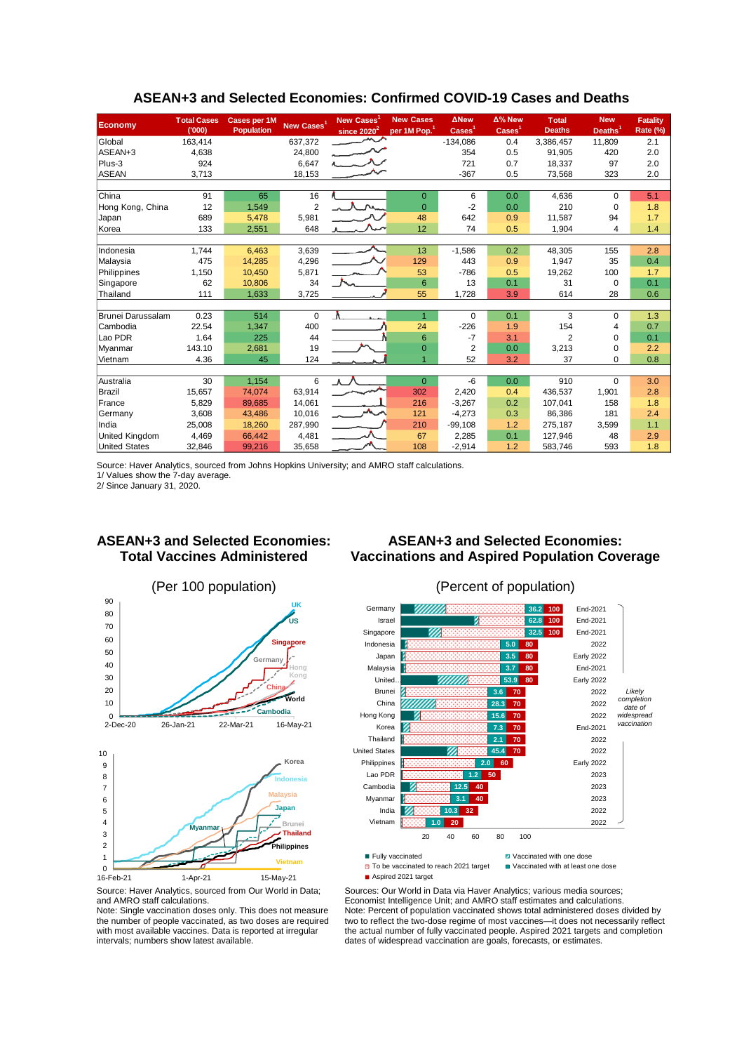## ASEAN+3 and Selected Economies: Confirmed COVID-19 Cases and Deaths

| Economy | Total Cases ('000) | Cases per 1M Population | New Cases[1] | New Cases[1] since 2020[2] | New Cases per 1M Pop.[1] | ΔNew Cases[1] | Δ% New Cases[1] | Total Deaths | New Deaths[1] | Fatality Rate (%) |
|---|---|---|---|---|---|---|---|---|---|---|
| Global | 163,414 | | 637,372 | | | -134,086 | 0.4 | 3,386,457 | 11,809 | 2.1 |
| ASEAN+3 | 4,638 | | 24,800 | | | 354 | 0.5 | 91,905 | 420 | 2.0 |
| Plus-3 | 924 | | 6,647 | | | 721 | 0.7 | 18,337 | 97 | 2.0 |
| ASEAN | 3,713 | | 18,153 | | | -367 | 0.5 | 73,568 | 323 | 2.0 |
| | | | | | | | | | | |
| China | 91 | 65 | 16 | | 0 | 6 | 0.0 | 4,636 | 0 | 5.1 |
| Hong Kong, China | 12 | 1,549 | 2 | | 0 | -2 | 0.0 | 210 | 0 | 1.8 |
| Japan | 689 | 5,478 | 5,981 | | 48 | 642 | 0.9 | 11,587 | 94 | 1.7 |
| Korea | 133 | 2,551 | 648 | | 12 | 74 | 0.5 | 1,904 | 4 | 1.4 |
| | | | | | | | | | | |
| Indonesia | 1,744 | 6,463 | 3,639 | | 13 | -1,586 | 0.2 | 48,305 | 155 | 2.8 |
| Malaysia | 475 | 14,285 | 4,296 | | 129 | 443 | 0.9 | 1,947 | 35 | 0.4 |
| Philippines | 1,150 | 10,450 | 5,871 | | 53 | -786 | 0.5 | 19,262 | 100 | 1.7 |
| Singapore | 62 | 10,806 | 34 | | 6 | 13 | 0.1 | 31 | 0 | 0.1 |
| Thailand | 111 | 1,633 | 3,725 | | 55 | 1,728 | 3.9 | 614 | 28 | 0.6 |
| | | | | | | | | | | |
| Brunei Darussalam | 0.23 | 514 | 0 | | 1 | 0 | 0.1 | 3 | 0 | 1.3 |
| Cambodia | 22.54 | 1,347 | 400 | | 24 | -226 | 1.9 | 154 | 4 | 0.7 |
| Lao PDR | 1.64 | 225 | 44 | | 6 | -7 | 3.1 | 2 | 0 | 0.1 |
| Myanmar | 143.10 | 2,681 | 19 | | 0 | 2 | 0.0 | 3,213 | 0 | 2.2 |
| Vietnam | 4.36 | 45 | 124 | | 1 | 52 | 3.2 | 37 | 0 | 0.8 |
| | | | | | | | | | | |
| Australia | 30 | 1,154 | 6 | | 0 | -6 | 0.0 | 910 | 0 | 3.0 |
| Brazil | 15,657 | 74,074 | 63,914 | | 302 | 2,420 | 0.4 | 436,537 | 1,901 | 2.8 |
| France | 5,829 | 89,685 | 14,061 | | 216 | -3,267 | 0.2 | 107,041 | 158 | 1.8 |
| Germany | 3,608 | 43,486 | 10,016 | | 121 | -4,273 | 0.3 | 86,386 | 181 | 2.4 |
| India | 25,008 | 18,260 | 287,990 | | 210 | -99,108 | 1.2 | 275,187 | 3,599 | 1.1 |
| United Kingdom | 4,469 | 66,442 | 4,481 | | 67 | 2,285 | 0.1 | 127,946 | 48 | 2.9 |
| United States | 32,846 | 99,216 | 35,658 | | 108 | -2,914 | 1.2 | 583,746 | 593 | 1.8 |

Source: Haver Analytics, sourced from Johns Hopkins University; and AMRO staff calculations.
1/ Values show the 7-day average.
2/ Since January 31, 2020.

## ASEAN+3 and Selected Economies: Total Vaccines Administered

(Per 100 population)

90 80 70 60 50 40 30 20 10 0
2-Dec-20 26-Jan-21 22-Mar-21 16-May-21
UK, US, Singapore, Germany, Hong Kong, China, World, Cambodia

10 9 8 7 6 5 4 3 2 1 0
16-Feb-21 1-Apr-21 15-May-21
Korea, Indonesia, Malaysia, Japan, Myanmar, Brunei, Thailand, Philippines, Vietnam

Source: Haver Analytics, sourced from Our World in Data; and AMRO staff calculations.
Note: Single vaccination doses only. This does not measure the number of people vaccinated, as two doses are required with most available vaccines. Data is reported at irregular intervals; numbers show latest available.

## ASEAN+3 and Selected Economies: Vaccinations and Aspired Population Coverage

(Percent of population)

Germany 36.2 100 End-2021
Israel 62.8 100 End-2021
Singapore 32.5 100 End-2021
Indonesia 5.0 80 2022
Japan 3.5 80 Early 2022
Malaysia 3.7 80 End-2021
United.. 53.9 80 Early 2022
Brunei 3.6 70 2022
China 28.3 70 2022
Hong Kong 15.6 70 2022
Korea 7.3 70 End-2021
Thailand 2.1 70 2022
United States 45.4 70 2022
Philippines 2.0 60 Early 2022
Lao PDR 1.2 50 2023
Cambodia 12.5 40 2023
Myanmar 3.1 40 2023
India 10.3 32 2022
Vietnam 1.0 20 2022

20 40 60 80 100

Likely completion date of widespread vaccination

■ Fully vaccinated
■ Vaccinated with one dose
■ To be vaccinated to reach 2021 target
■ Vaccinated with at least one dose
■ Aspired 2021 target

Sources: Our World in Data via Haver Analytics; various media sources; Economist Intelligence Unit; and AMRO staff estimates and calculations.
Note: Percent of population vaccinated shows total administered doses divided by two to reflect the two-dose regime of most vaccines—it does not necessarily reflect the actual number of fully vaccinated people. Aspired 2021 targets and completion dates of widespread vaccination are goals, forecasts, or estimates.